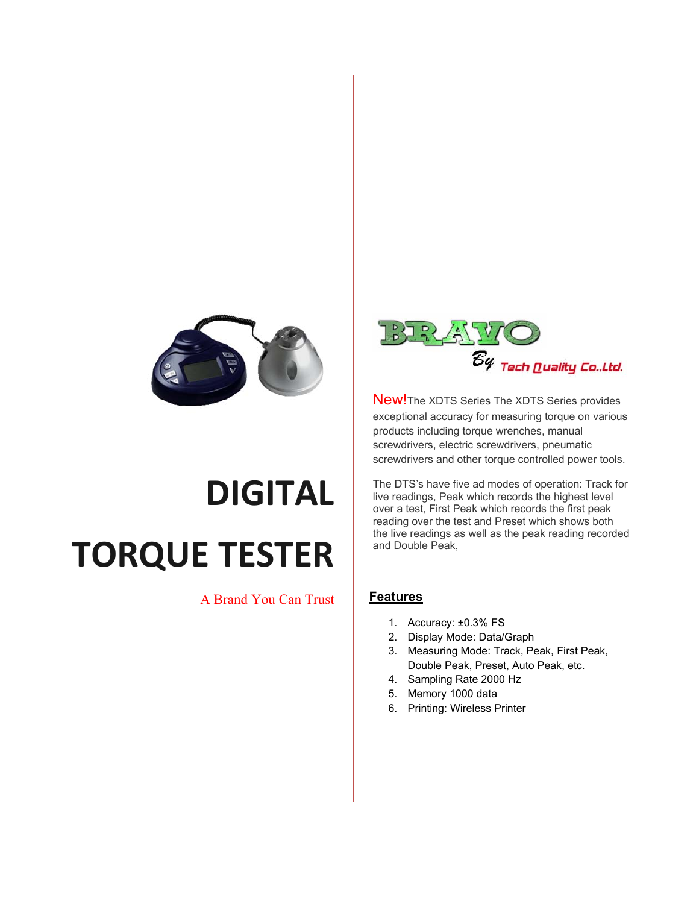# DIGITAL TORQUE TESTER

A Brand You Can Trust

BRAVO

By Tech Quality Co.,Ltd.

New!The XDTS Series The XDTS Series provides exceptional accuracy for measuring torque on various products including torque wrenches, manual screwdrivers, electric screwdrivers, pneumatic screwdrivers and other torque controlled power tools.

The DTS's have five ad modes of operation: Track for live readings, Peak which records the highest level over a test, First Peak which records the first peak reading over the test and Preset which shows both the live readings as well as the peak reading recorded and Double Peak,

## Features

1. Accuracy: ±0.3% FS
2. Display Mode: Data/Graph
3. Measuring Mode: Track, Peak, First Peak, Double Peak, Preset, Auto Peak, etc.
4. Sampling Rate 2000 Hz
5. Memory 1000 data
6. Printing: Wireless Printer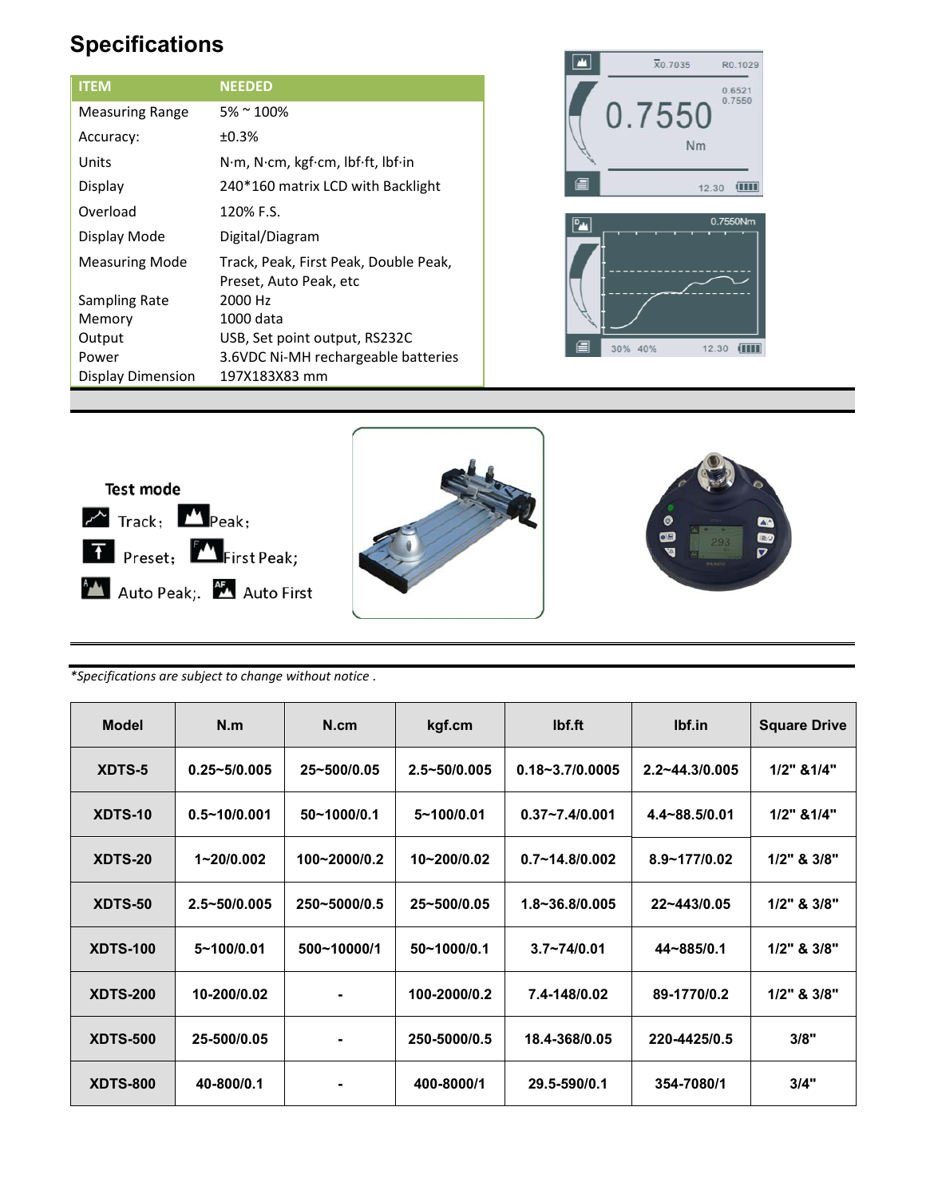## Specifications

| ITEM | NEEDED |
|---|---|
| Measuring Range | 5% ~ 100% |
| Accuracy: | ±0.3% |
| Units | N·m, N·cm, kgf·cm, lbf·ft, lbf·in |
| Display | 240*160 matrix LCD with Backlight |
| Overload | 120% F.S. |
| Display Mode | Digital/Diagram |
| Measuring Mode | Track, Peak, First Peak, Double Peak, Preset, Auto Peak, etc |
| Sampling Rate | 2000 Hz |
| Memory | 1000 data |
| Output | USB, Set point output, RS232C |
| Power | 3.6VDC Ni-MH rechargeable batteries |
| Display Dimension | 197X183X83 mm |

X̄0.7035 R0.1029
0.6521
0.7550
0.7550
Nm
12.30

0.7550Nm
30% 40%
12.30

**Test mode**

Track; Peak;

Preset; First Peak;

Auto Peak;. Auto First

*Specifications are subject to change without notice .*

| Model | N.m | N.cm | kgf.cm | lbf.ft | lbf.in | Square Drive |
|---|---|---|---|---|---|---|
| XDTS-5 | 0.25~5/0.005 | 25~500/0.05 | 2.5~50/0.005 | 0.18~3.7/0.0005 | 2.2~44.3/0.005 | 1/2" &1/4" |
| XDTS-10 | 0.5~10/0.001 | 50~1000/0.1 | 5~100/0.01 | 0.37~7.4/0.001 | 4.4~88.5/0.01 | 1/2" &1/4" |
| XDTS-20 | 1~20/0.002 | 100~2000/0.2 | 10~200/0.02 | 0.7~14.8/0.002 | 8.9~177/0.02 | 1/2" & 3/8" |
| XDTS-50 | 2.5~50/0.005 | 250~5000/0.5 | 25~500/0.05 | 1.8~36.8/0.005 | 22~443/0.05 | 1/2" & 3/8" |
| XDTS-100 | 5~100/0.01 | 500~10000/1 | 50~1000/0.1 | 3.7~74/0.01 | 44~885/0.1 | 1/2" & 3/8" |
| XDTS-200 | 10-200/0.02 | - | 100-2000/0.2 | 7.4-148/0.02 | 89-1770/0.2 | 1/2" & 3/8" |
| XDTS-500 | 25-500/0.05 | - | 250-5000/0.5 | 18.4-368/0.05 | 220-4425/0.5 | 3/8" |
| XDTS-800 | 40-800/0.1 | - | 400-8000/1 | 29.5-590/0.1 | 354-7080/1 | 3/4" |